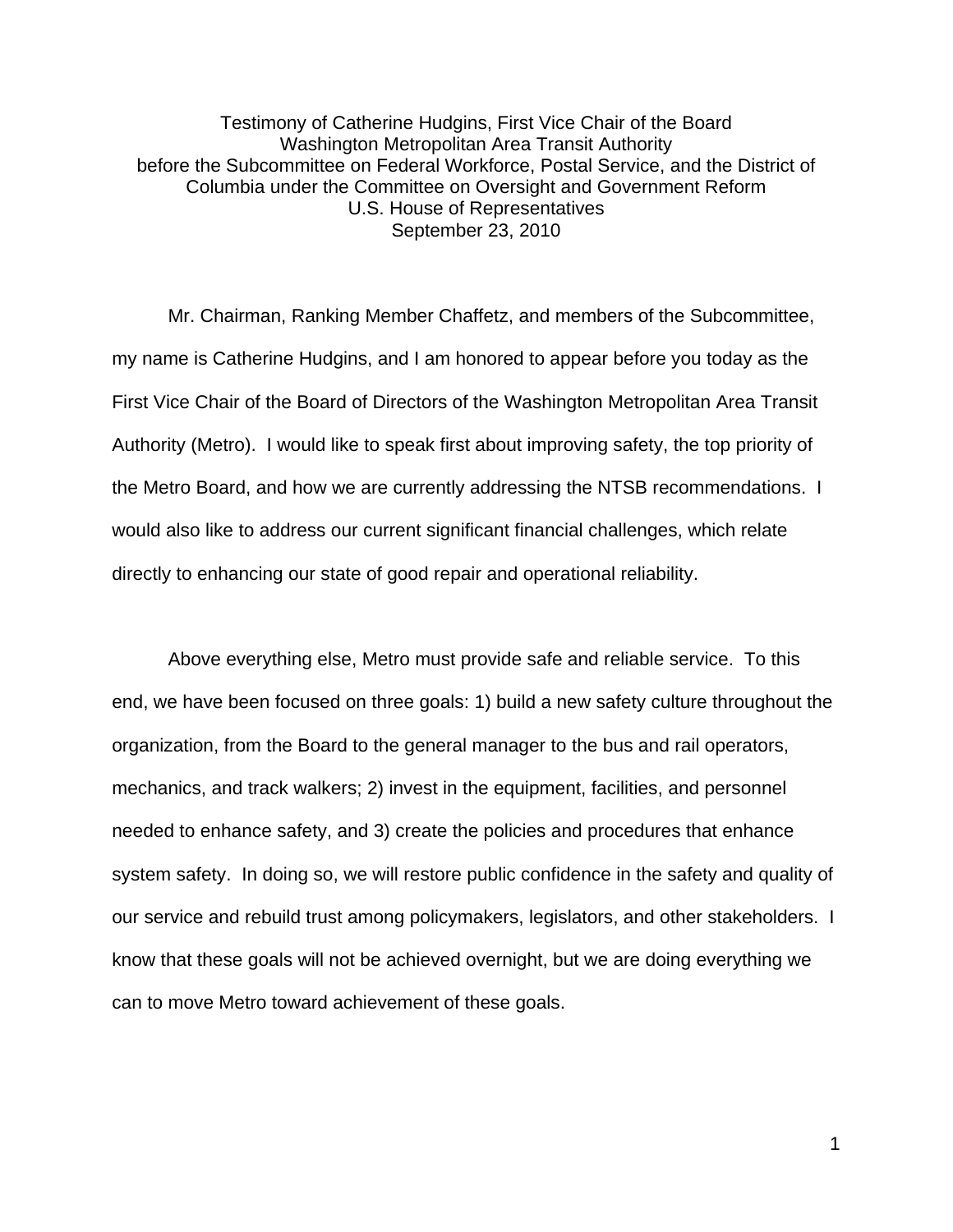Testimony of Catherine Hudgins, First Vice Chair of the Board
Washington Metropolitan Area Transit Authority
before the Subcommittee on Federal Workforce, Postal Service, and the District of Columbia under the Committee on Oversight and Government Reform
U.S. House of Representatives
September 23, 2010

Mr. Chairman, Ranking Member Chaffetz, and members of the Subcommittee, my name is Catherine Hudgins, and I am honored to appear before you today as the First Vice Chair of the Board of Directors of the Washington Metropolitan Area Transit Authority (Metro). I would like to speak first about improving safety, the top priority of the Metro Board, and how we are currently addressing the NTSB recommendations. I would also like to address our current significant financial challenges, which relate directly to enhancing our state of good repair and operational reliability.

Above everything else, Metro must provide safe and reliable service. To this end, we have been focused on three goals: 1) build a new safety culture throughout the organization, from the Board to the general manager to the bus and rail operators, mechanics, and track walkers; 2) invest in the equipment, facilities, and personnel needed to enhance safety, and 3) create the policies and procedures that enhance system safety. In doing so, we will restore public confidence in the safety and quality of our service and rebuild trust among policymakers, legislators, and other stakeholders. I know that these goals will not be achieved overnight, but we are doing everything we can to move Metro toward achievement of these goals.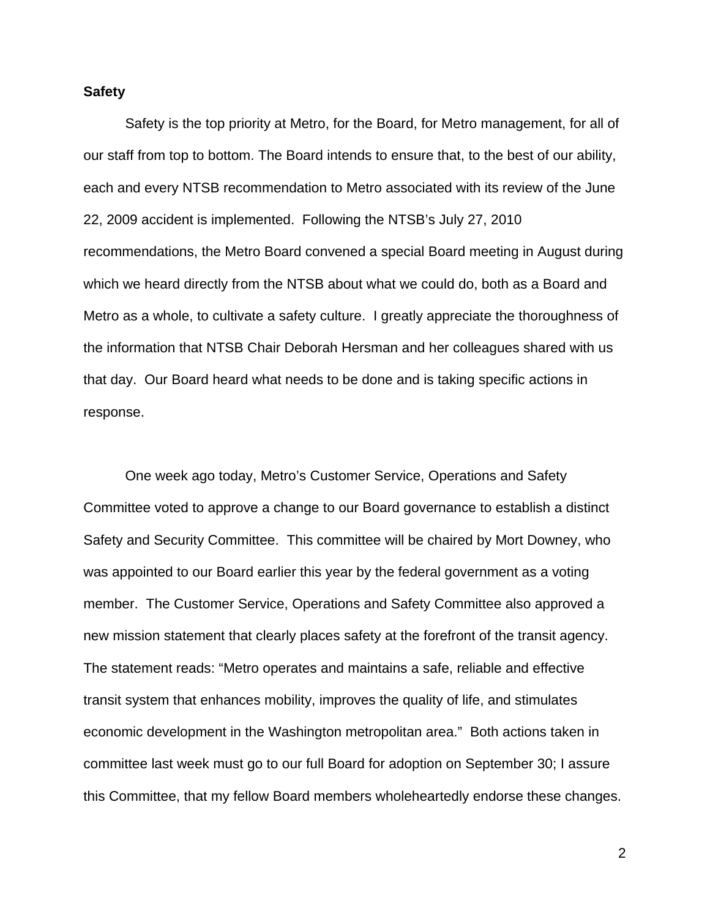**Safety**

Safety is the top priority at Metro, for the Board, for Metro management, for all of our staff from top to bottom. The Board intends to ensure that, to the best of our ability, each and every NTSB recommendation to Metro associated with its review of the June 22, 2009 accident is implemented. Following the NTSB's July 27, 2010 recommendations, the Metro Board convened a special Board meeting in August during which we heard directly from the NTSB about what we could do, both as a Board and Metro as a whole, to cultivate a safety culture. I greatly appreciate the thoroughness of the information that NTSB Chair Deborah Hersman and her colleagues shared with us that day. Our Board heard what needs to be done and is taking specific actions in response.

One week ago today, Metro's Customer Service, Operations and Safety Committee voted to approve a change to our Board governance to establish a distinct Safety and Security Committee. This committee will be chaired by Mort Downey, who was appointed to our Board earlier this year by the federal government as a voting member. The Customer Service, Operations and Safety Committee also approved a new mission statement that clearly places safety at the forefront of the transit agency. The statement reads: "Metro operates and maintains a safe, reliable and effective transit system that enhances mobility, improves the quality of life, and stimulates economic development in the Washington metropolitan area." Both actions taken in committee last week must go to our full Board for adoption on September 30; I assure this Committee, that my fellow Board members wholeheartedly endorse these changes.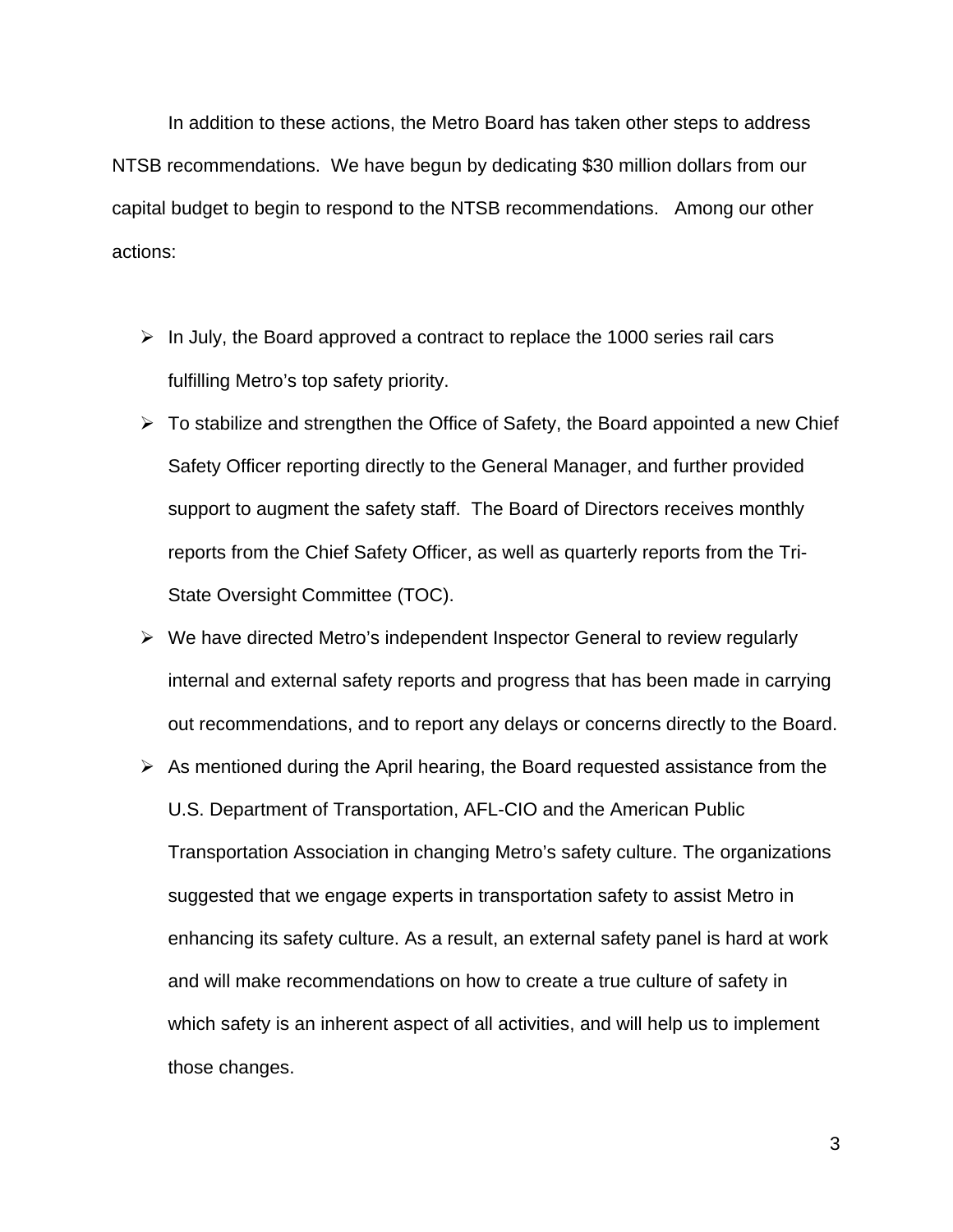In addition to these actions, the Metro Board has taken other steps to address NTSB recommendations. We have begun by dedicating $30 million dollars from our capital budget to begin to respond to the NTSB recommendations. Among our other actions:

- In July, the Board approved a contract to replace the 1000 series rail cars fulfilling Metro's top safety priority.
- To stabilize and strengthen the Office of Safety, the Board appointed a new Chief Safety Officer reporting directly to the General Manager, and further provided support to augment the safety staff. The Board of Directors receives monthly reports from the Chief Safety Officer, as well as quarterly reports from the Tri-State Oversight Committee (TOC).
- We have directed Metro's independent Inspector General to review regularly internal and external safety reports and progress that has been made in carrying out recommendations, and to report any delays or concerns directly to the Board.
- As mentioned during the April hearing, the Board requested assistance from the U.S. Department of Transportation, AFL-CIO and the American Public Transportation Association in changing Metro's safety culture. The organizations suggested that we engage experts in transportation safety to assist Metro in enhancing its safety culture. As a result, an external safety panel is hard at work and will make recommendations on how to create a true culture of safety in which safety is an inherent aspect of all activities, and will help us to implement those changes.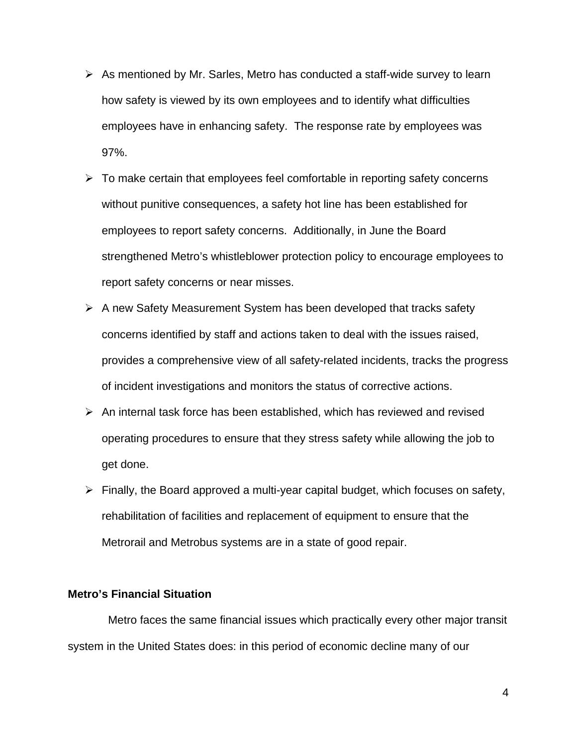- As mentioned by Mr. Sarles, Metro has conducted a staff-wide survey to learn how safety is viewed by its own employees and to identify what difficulties employees have in enhancing safety. The response rate by employees was 97%.
- To make certain that employees feel comfortable in reporting safety concerns without punitive consequences, a safety hot line has been established for employees to report safety concerns. Additionally, in June the Board strengthened Metro's whistleblower protection policy to encourage employees to report safety concerns or near misses.
- A new Safety Measurement System has been developed that tracks safety concerns identified by staff and actions taken to deal with the issues raised, provides a comprehensive view of all safety-related incidents, tracks the progress of incident investigations and monitors the status of corrective actions.
- An internal task force has been established, which has reviewed and revised operating procedures to ensure that they stress safety while allowing the job to get done.
- Finally, the Board approved a multi-year capital budget, which focuses on safety, rehabilitation of facilities and replacement of equipment to ensure that the Metrorail and Metrobus systems are in a state of good repair.

**Metro's Financial Situation**

Metro faces the same financial issues which practically every other major transit system in the United States does: in this period of economic decline many of our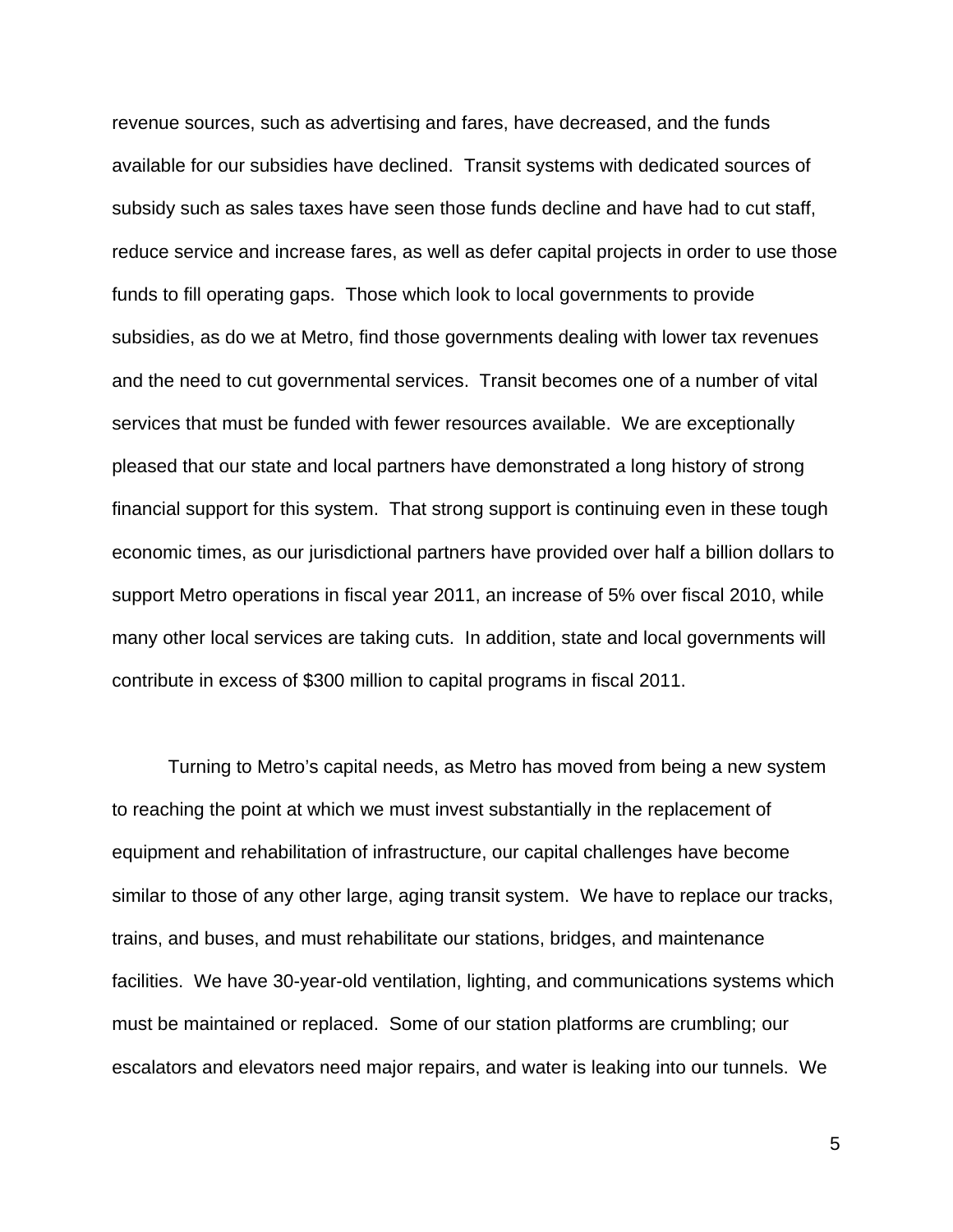revenue sources, such as advertising and fares, have decreased, and the funds available for our subsidies have declined. Transit systems with dedicated sources of subsidy such as sales taxes have seen those funds decline and have had to cut staff, reduce service and increase fares, as well as defer capital projects in order to use those funds to fill operating gaps. Those which look to local governments to provide subsidies, as do we at Metro, find those governments dealing with lower tax revenues and the need to cut governmental services. Transit becomes one of a number of vital services that must be funded with fewer resources available. We are exceptionally pleased that our state and local partners have demonstrated a long history of strong financial support for this system. That strong support is continuing even in these tough economic times, as our jurisdictional partners have provided over half a billion dollars to support Metro operations in fiscal year 2011, an increase of 5% over fiscal 2010, while many other local services are taking cuts. In addition, state and local governments will contribute in excess of $300 million to capital programs in fiscal 2011.

Turning to Metro's capital needs, as Metro has moved from being a new system to reaching the point at which we must invest substantially in the replacement of equipment and rehabilitation of infrastructure, our capital challenges have become similar to those of any other large, aging transit system. We have to replace our tracks, trains, and buses, and must rehabilitate our stations, bridges, and maintenance facilities. We have 30-year-old ventilation, lighting, and communications systems which must be maintained or replaced. Some of our station platforms are crumbling; our escalators and elevators need major repairs, and water is leaking into our tunnels. We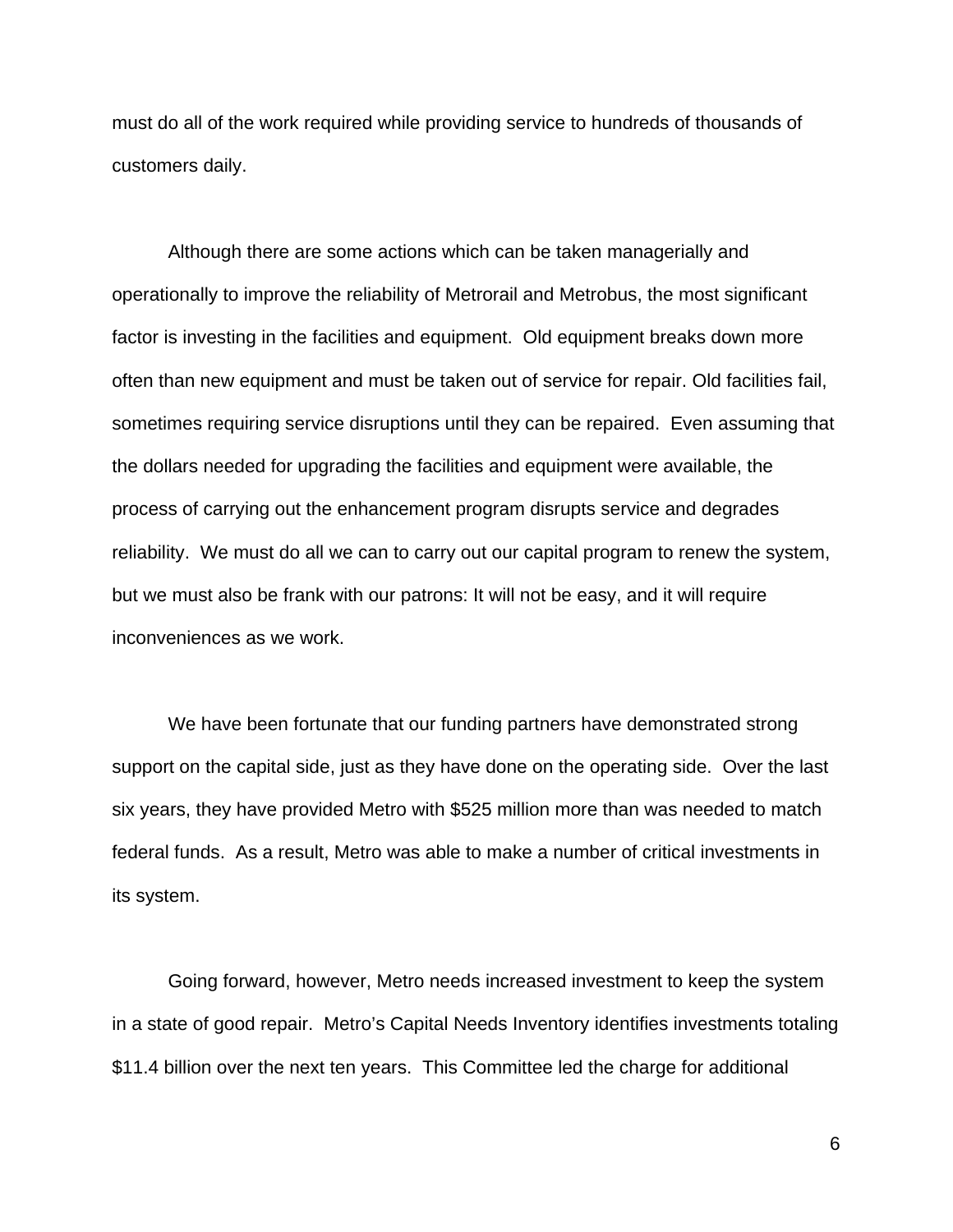must do all of the work required while providing service to hundreds of thousands of customers daily.

Although there are some actions which can be taken managerially and operationally to improve the reliability of Metrorail and Metrobus, the most significant factor is investing in the facilities and equipment. Old equipment breaks down more often than new equipment and must be taken out of service for repair. Old facilities fail, sometimes requiring service disruptions until they can be repaired. Even assuming that the dollars needed for upgrading the facilities and equipment were available, the process of carrying out the enhancement program disrupts service and degrades reliability. We must do all we can to carry out our capital program to renew the system, but we must also be frank with our patrons: It will not be easy, and it will require inconveniences as we work.

We have been fortunate that our funding partners have demonstrated strong support on the capital side, just as they have done on the operating side. Over the last six years, they have provided Metro with $525 million more than was needed to match federal funds. As a result, Metro was able to make a number of critical investments in its system.

Going forward, however, Metro needs increased investment to keep the system in a state of good repair. Metro's Capital Needs Inventory identifies investments totaling $11.4 billion over the next ten years. This Committee led the charge for additional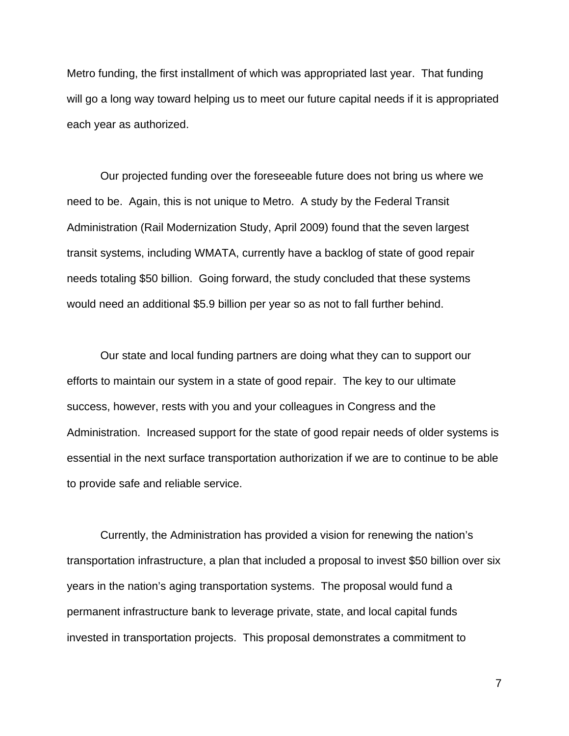Metro funding, the first installment of which was appropriated last year. That funding will go a long way toward helping us to meet our future capital needs if it is appropriated each year as authorized.

Our projected funding over the foreseeable future does not bring us where we need to be. Again, this is not unique to Metro. A study by the Federal Transit Administration (Rail Modernization Study, April 2009) found that the seven largest transit systems, including WMATA, currently have a backlog of state of good repair needs totaling $50 billion. Going forward, the study concluded that these systems would need an additional $5.9 billion per year so as not to fall further behind.

Our state and local funding partners are doing what they can to support our efforts to maintain our system in a state of good repair. The key to our ultimate success, however, rests with you and your colleagues in Congress and the Administration. Increased support for the state of good repair needs of older systems is essential in the next surface transportation authorization if we are to continue to be able to provide safe and reliable service.

Currently, the Administration has provided a vision for renewing the nation's transportation infrastructure, a plan that included a proposal to invest $50 billion over six years in the nation's aging transportation systems. The proposal would fund a permanent infrastructure bank to leverage private, state, and local capital funds invested in transportation projects. This proposal demonstrates a commitment to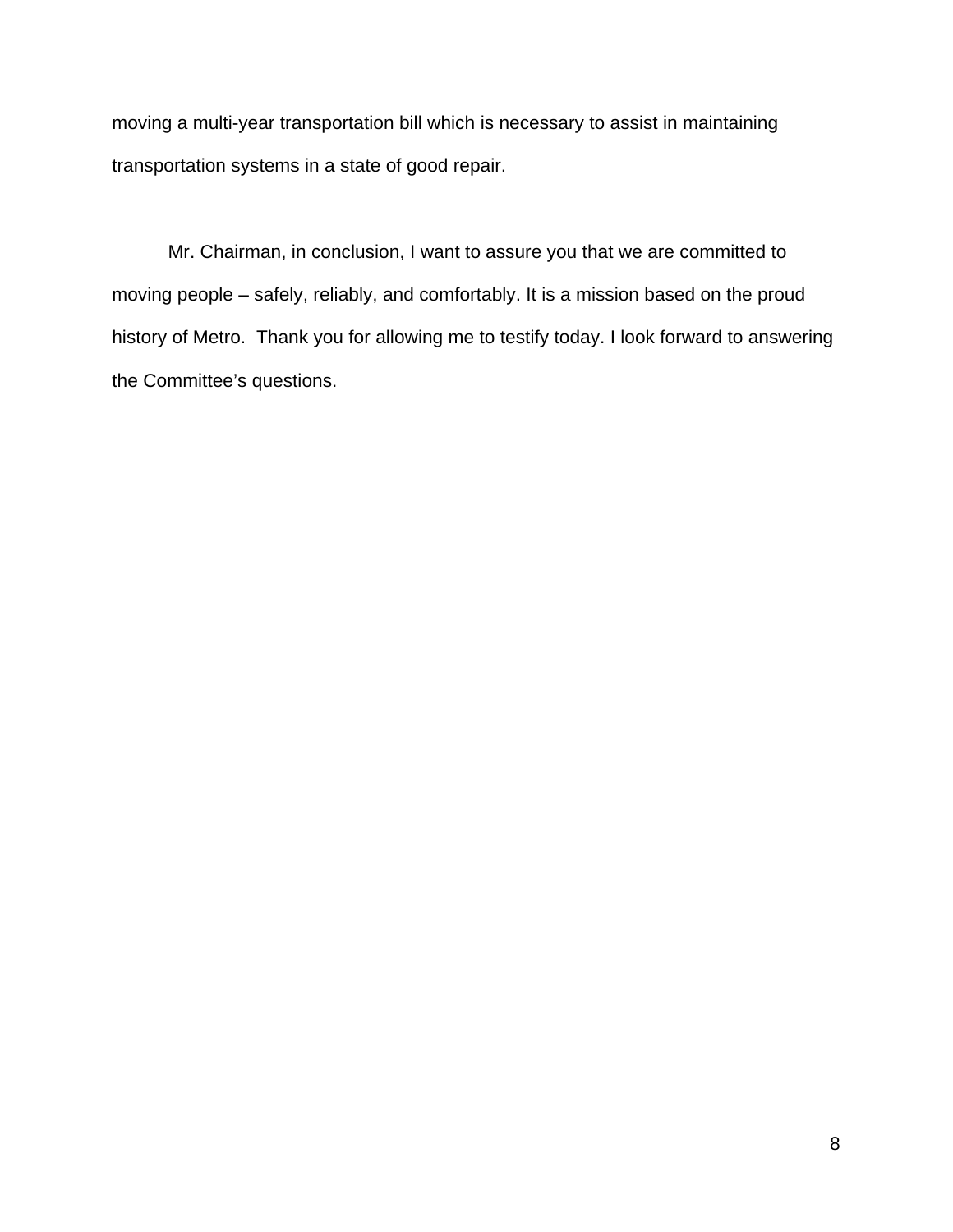moving a multi-year transportation bill which is necessary to assist in maintaining transportation systems in a state of good repair.

Mr. Chairman, in conclusion, I want to assure you that we are committed to moving people – safely, reliably, and comfortably. It is a mission based on the proud history of Metro. Thank you for allowing me to testify today. I look forward to answering the Committee's questions.